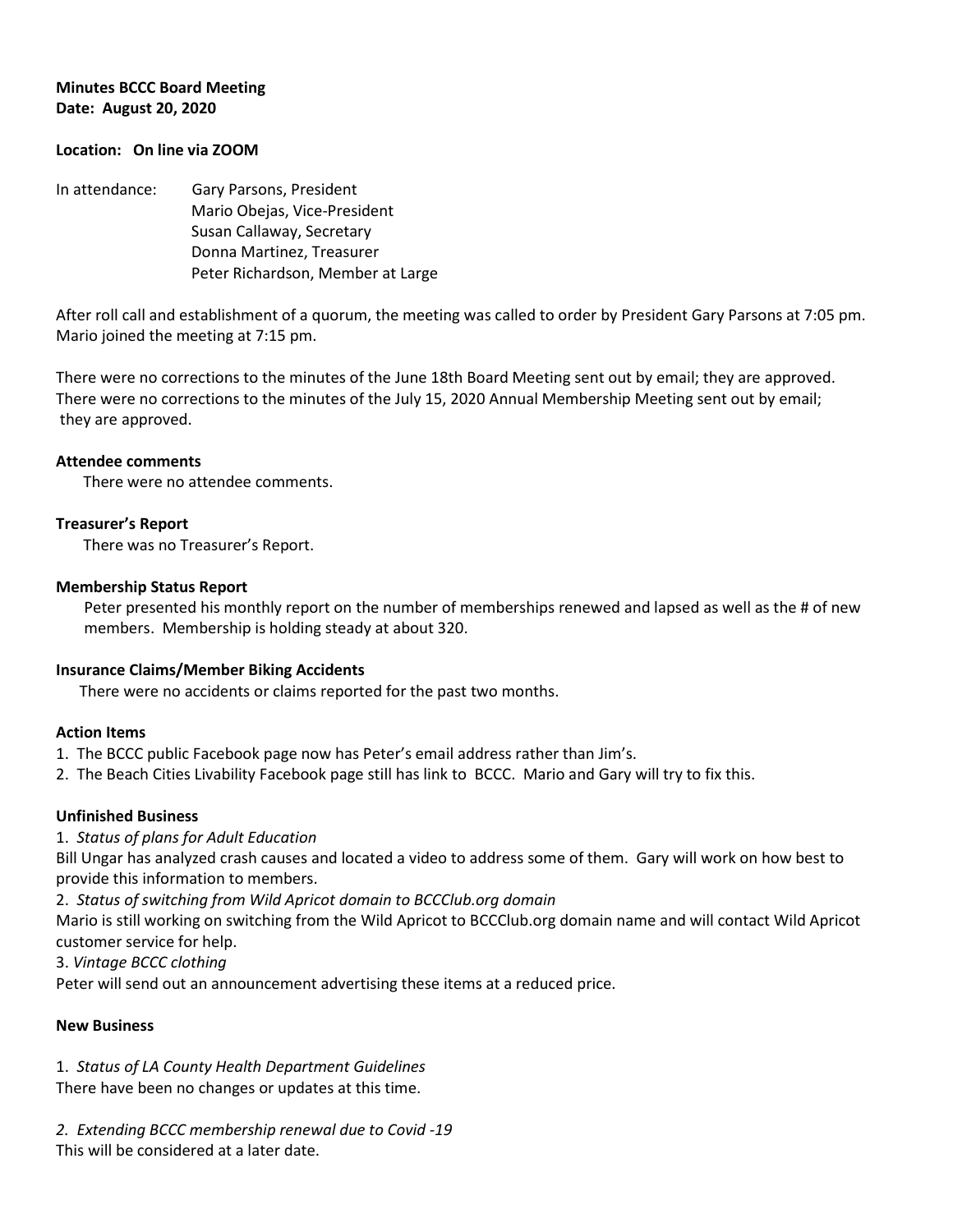**Minutes BCCC Board Meeting**
**Date: August 20, 2020**

**Location: On line via ZOOM**

In attendance: Gary Parsons, President
Mario Obejas, Vice-President
Susan Callaway, Secretary
Donna Martinez, Treasurer
Peter Richardson, Member at Large

After roll call and establishment of a quorum, the meeting was called to order by President Gary Parsons at 7:05 pm. Mario joined the meeting at 7:15 pm.

There were no corrections to the minutes of the June 18th Board Meeting sent out by email; they are approved. There were no corrections to the minutes of the July 15, 2020 Annual Membership Meeting sent out by email; they are approved.

**Attendee comments**

There were no attendee comments.

**Treasurer's Report**

There was no Treasurer's Report.

**Membership Status Report**

Peter presented his monthly report on the number of memberships renewed and lapsed as well as the # of new members. Membership is holding steady at about 320.

**Insurance Claims/Member Biking Accidents**

There were no accidents or claims reported for the past two months.

**Action Items**

1. The BCCC public Facebook page now has Peter's email address rather than Jim's.
2. The Beach Cities Livability Facebook page still has link to BCCC. Mario and Gary will try to fix this.

**Unfinished Business**

1. *Status of plans for Adult Education*

Bill Ungar has analyzed crash causes and located a video to address some of them. Gary will work on how best to provide this information to members.

2. *Status of switching from Wild Apricot domain to BCCClub.org domain*

Mario is still working on switching from the Wild Apricot to BCCClub.org domain name and will contact Wild Apricot customer service for help.

3. *Vintage BCCC clothing*

Peter will send out an announcement advertising these items at a reduced price.

**New Business**

1. *Status of LA County Health Department Guidelines*

There have been no changes or updates at this time.

2. *Extending BCCC membership renewal due to Covid -19*

This will be considered at a later date.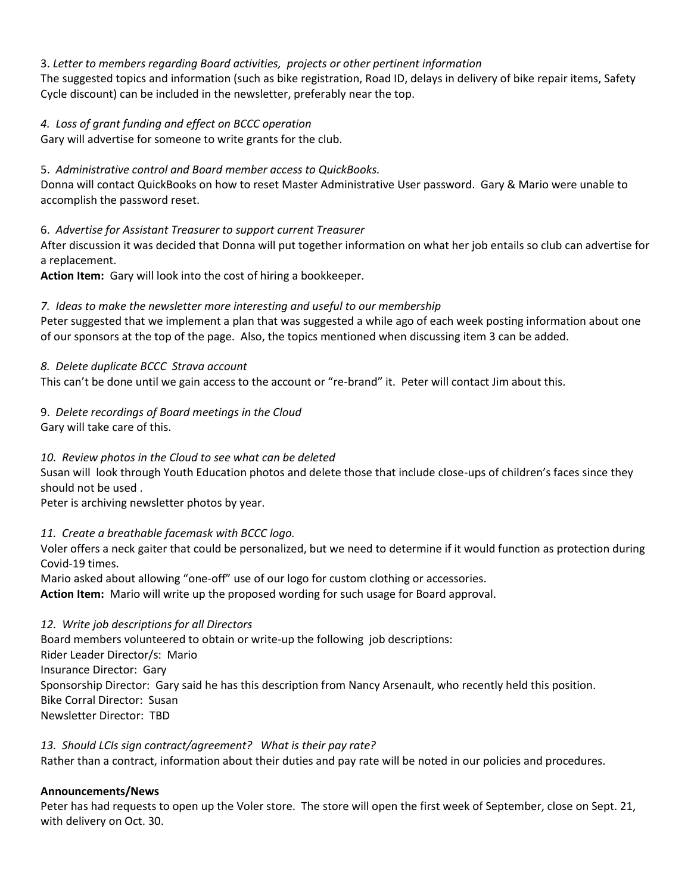3. *Letter to members regarding Board activities, projects or other pertinent information*
The suggested topics and information (such as bike registration, Road ID, delays in delivery of bike repair items, Safety Cycle discount) can be included in the newsletter, preferably near the top.

*4. Loss of grant funding and effect on BCCC operation*
Gary will advertise for someone to write grants for the club.

5. *Administrative control and Board member access to QuickBooks.*
Donna will contact QuickBooks on how to reset Master Administrative User password. Gary & Mario were unable to accomplish the password reset.

6. *Advertise for Assistant Treasurer to support current Treasurer*
After discussion it was decided that Donna will put together information on what her job entails so club can advertise for a replacement.
**Action Item:** Gary will look into the cost of hiring a bookkeeper.

*7. Ideas to make the newsletter more interesting and useful to our membership*
Peter suggested that we implement a plan that was suggested a while ago of each week posting information about one of our sponsors at the top of the page. Also, the topics mentioned when discussing item 3 can be added.

*8. Delete duplicate BCCC Strava account*
This can't be done until we gain access to the account or "re-brand" it. Peter will contact Jim about this.

9. *Delete recordings of Board meetings in the Cloud*
Gary will take care of this.

*10. Review photos in the Cloud to see what can be deleted*
Susan will look through Youth Education photos and delete those that include close-ups of children's faces since they should not be used .
Peter is archiving newsletter photos by year.

*11. Create a breathable facemask with BCCC logo.*
Voler offers a neck gaiter that could be personalized, but we need to determine if it would function as protection during Covid-19 times.
Mario asked about allowing "one-off" use of our logo for custom clothing or accessories.
**Action Item:** Mario will write up the proposed wording for such usage for Board approval.

*12. Write job descriptions for all Directors*
Board members volunteered to obtain or write-up the following job descriptions:
Rider Leader Director/s: Mario
Insurance Director: Gary
Sponsorship Director: Gary said he has this description from Nancy Arsenault, who recently held this position.
Bike Corral Director: Susan
Newsletter Director: TBD

*13. Should LCIs sign contract/agreement? What is their pay rate?*
Rather than a contract, information about their duties and pay rate will be noted in our policies and procedures.

**Announcements/News**
Peter has had requests to open up the Voler store. The store will open the first week of September, close on Sept. 21, with delivery on Oct. 30.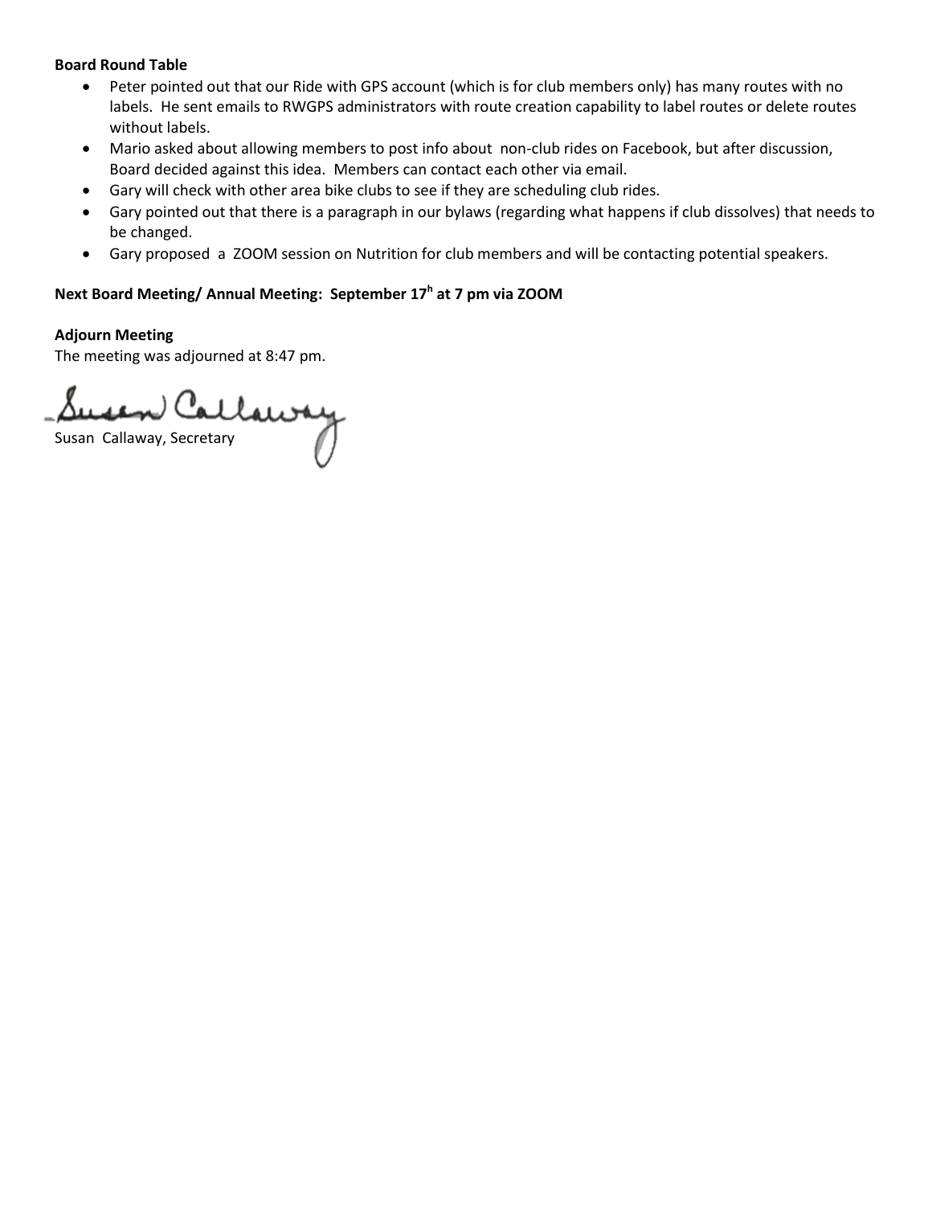**Board Round Table**

- Peter pointed out that our Ride with GPS account (which is for club members only) has many routes with no labels. He sent emails to RWGPS administrators with route creation capability to label routes or delete routes without labels.
- Mario asked about allowing members to post info about non-club rides on Facebook, but after discussion, Board decided against this idea. Members can contact each other via email.
- Gary will check with other area bike clubs to see if they are scheduling club rides.
- Gary pointed out that there is a paragraph in our bylaws (regarding what happens if club dissolves) that needs to be changed.
- Gary proposed a ZOOM session on Nutrition for club members and will be contacting potential speakers.

**Next Board Meeting/ Annual Meeting: September 17h at 7 pm via ZOOM**

**Adjourn Meeting**

The meeting was adjourned at 8:47 pm.

Susan Callaway

Susan Callaway, Secretary